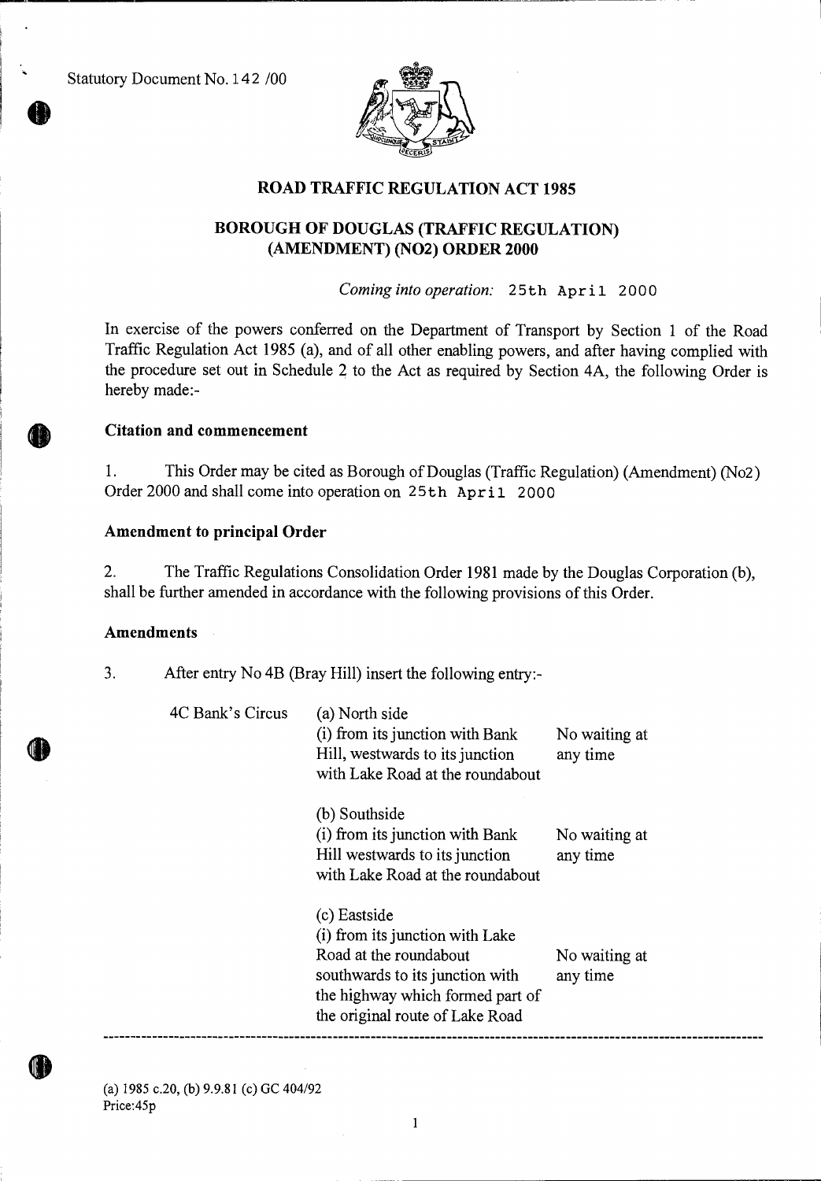Statutory Document No. 142 /00

## ROAD TRAFFIC REGULATION ACT 1985

## BOROUGH OF DOUGLAS (TRAFFIC REGULATION) (AMENDMENT) (NO2) ORDER 2000

*Coming into operation:* 25th April 2000

In exercise of the powers conferred on the Department of Transport by Section 1 of the Road Traffic Regulation Act 1985 (a), and of all other enabling powers, and after having complied with the procedure set out in Schedule 2 to the Act as required by Section 4A, the following Order is hereby made:-

### Citation and commencement

1. This Order may be cited as Borough of Douglas (Traffic Regulation) (Amendment) (No2) Order 2000 and shall come into operation on 25th April 2000

### Amendment to principal Order

2. The Traffic Regulations Consolidation Order 1981 made by the Douglas Corporation (b), shall be further amended in accordance with the following provisions of this Order.

### Amendments

3. After entry No 4B (Bray Hill) insert the following entry:-

| | | |
|---|---|---|
| 4C Bank's Circus | (a) North side<br>(i) from its junction with Bank Hill, westwards to its junction with Lake Road at the roundabout | No waiting at any time |
| | (b) Southside<br>(i) from its junction with Bank Hill westwards to its junction with Lake Road at the roundabout | No waiting at any time |
| | (c) Eastside<br>(i) from its junction with Lake Road at the roundabout southwards to its junction with the highway which formed part of the original route of Lake Road | No waiting at any time |

---

(a) 1985 c.20, (b) 9.9.81 (c) GC 404/92
Price:45p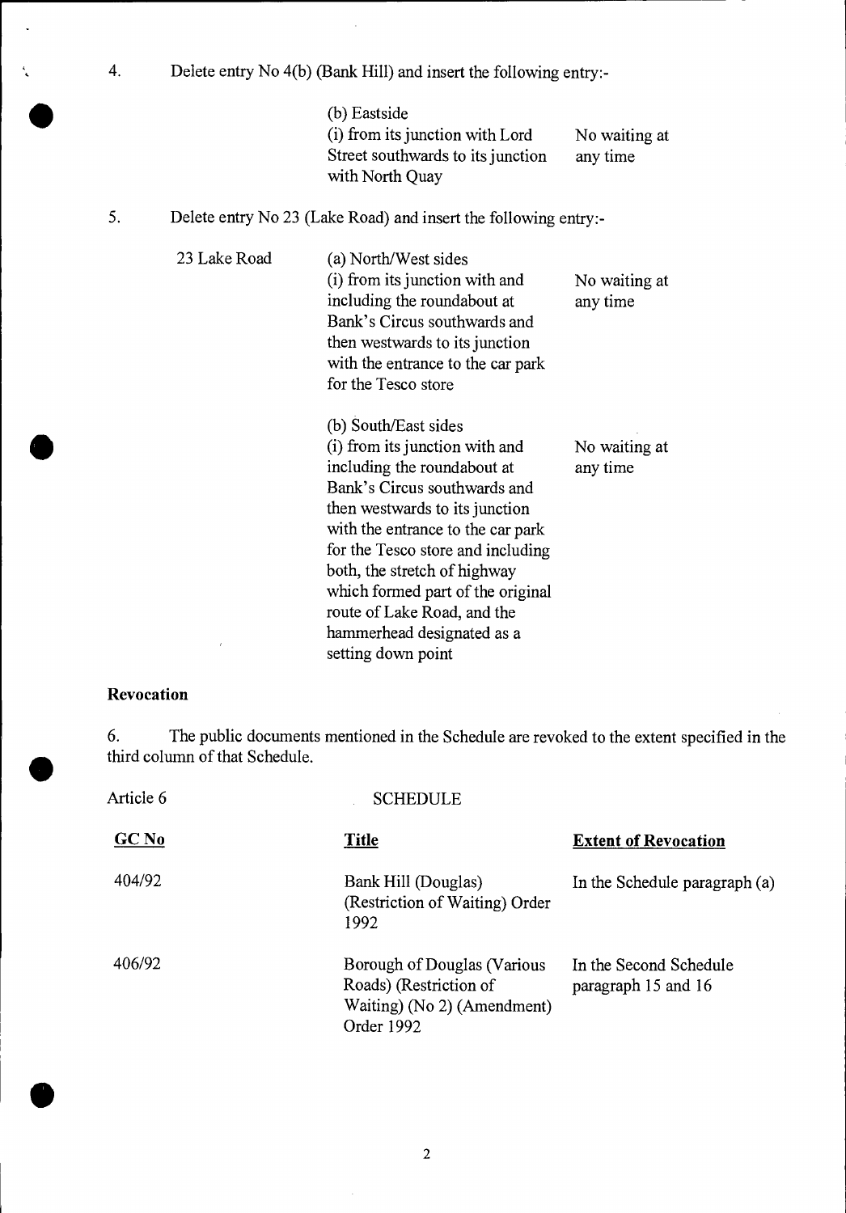4. Delete entry No 4(b) (Bank Hill) and insert the following entry:-

| | | |
|---|---|---|
| | (b) Eastside<br>(i) from its junction with Lord Street southwards to its junction with North Quay | No waiting at any time |

5. Delete entry No 23 (Lake Road) and insert the following entry:-

| | | |
|---|---|---|
| 23 Lake Road | (a) North/West sides<br>(i) from its junction with and including the roundabout at Bank's Circus southwards and then westwards to its junction with the entrance to the car park for the Tesco store | No waiting at any time |
| | (b) South/East sides<br>(i) from its junction with and including the roundabout at Bank's Circus southwards and then westwards to its junction with the entrance to the car park for the Tesco store and including both, the stretch of highway which formed part of the original route of Lake Road, and the hammerhead designated as a setting down point | No waiting at any time |

## Revocation

6. The public documents mentioned in the Schedule are revoked to the extent specified in the third column of that Schedule.

Article 6 SCHEDULE

| GC No | Title | Extent of Revocation |
|---|---|---|
| 404/92 | Bank Hill (Douglas) (Restriction of Waiting) Order 1992 | In the Schedule paragraph (a) |
| 406/92 | Borough of Douglas (Various Roads) (Restriction of Waiting) (No 2) (Amendment) Order 1992 | In the Second Schedule paragraph 15 and 16 |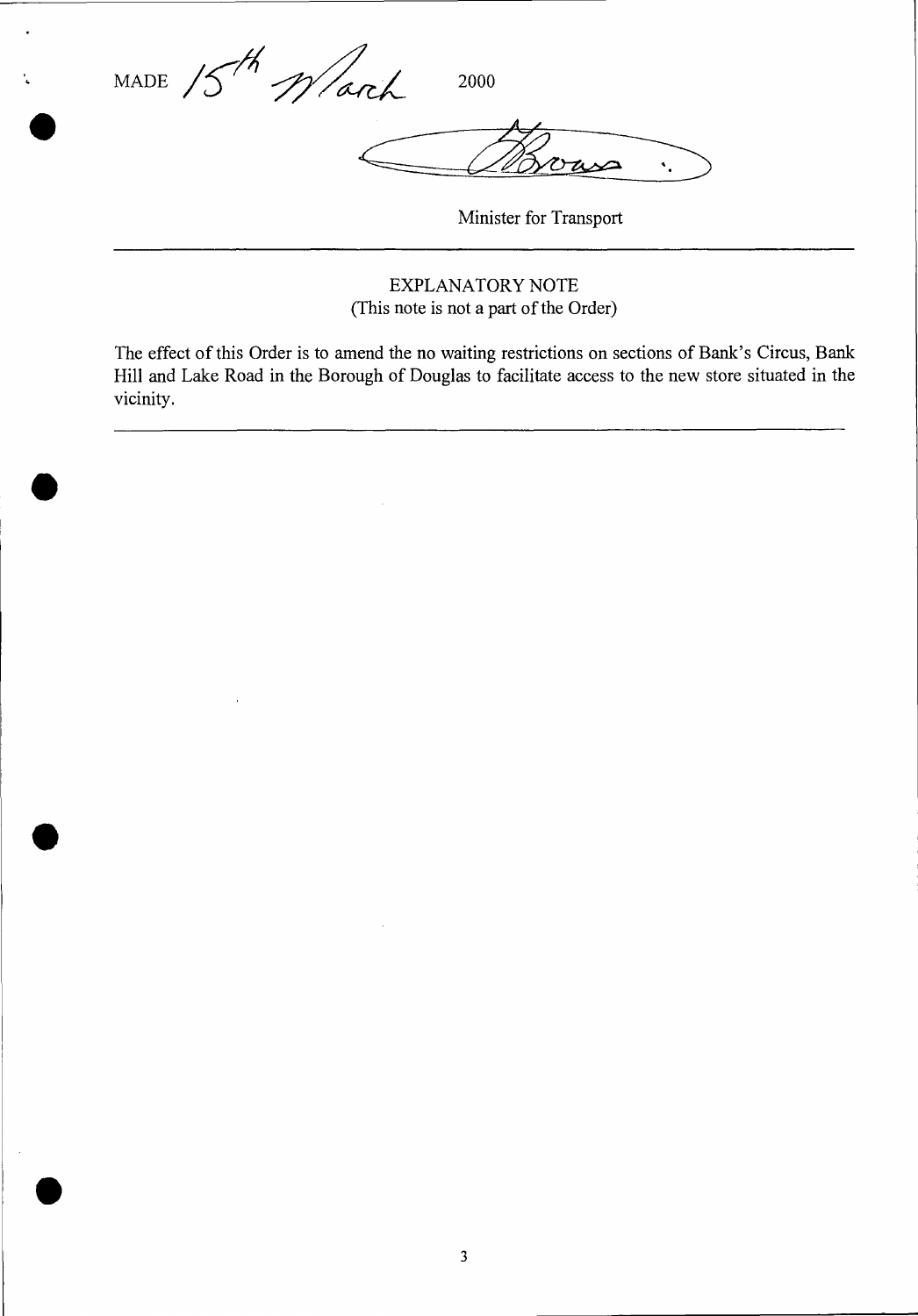MADE 15th March 2000

H Brown

Minister for Transport

---

EXPLANATORY NOTE
(This note is not a part of the Order)

The effect of this Order is to amend the no waiting restrictions on sections of Bank's Circus, Bank Hill and Lake Road in the Borough of Douglas to facilitate access to the new store situated in the vicinity.